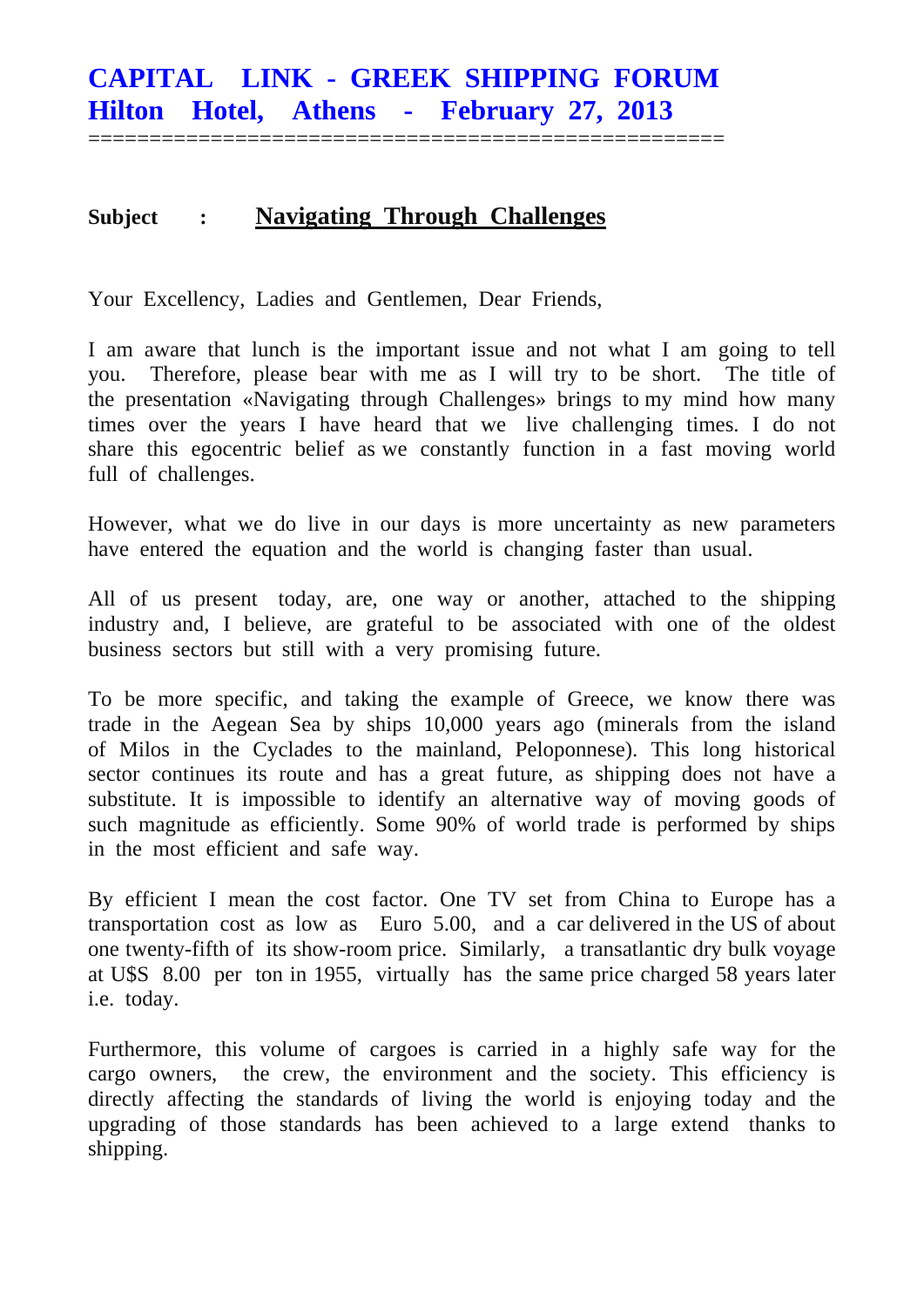# CAPITAL LINK - GREEK SHIPPING FORUM
# Hilton Hotel, Athens - February 27, 2013

===================================================

**Subject** : **Navigating Through Challenges**

Your Excellency, Ladies and Gentlemen, Dear Friends,

I am aware that lunch is the important issue and not what I am going to tell you. Therefore, please bear with me as I will try to be short. The title of the presentation «Navigating through Challenges» brings to my mind how many times over the years I have heard that we live challenging times. I do not share this egocentric belief as we constantly function in a fast moving world full of challenges.

However, what we do live in our days is more uncertainty as new parameters have entered the equation and the world is changing faster than usual.

All of us present today, are, one way or another, attached to the shipping industry and, I believe, are grateful to be associated with one of the oldest business sectors but still with a very promising future.

To be more specific, and taking the example of Greece, we know there was trade in the Aegean Sea by ships 10,000 years ago (minerals from the island of Milos in the Cyclades to the mainland, Peloponnese). This long historical sector continues its route and has a great future, as shipping does not have a substitute. It is impossible to identify an alternative way of moving goods of such magnitude as efficiently. Some 90% of world trade is performed by ships in the most efficient and safe way.

By efficient I mean the cost factor. One TV set from China to Europe has a transportation cost as low as Euro 5.00, and a car delivered in the US of about one twenty-fifth of its show-room price. Similarly, a transatlantic dry bulk voyage at U$S 8.00 per ton in 1955, virtually has the same price charged 58 years later i.e. today.

Furthermore, this volume of cargoes is carried in a highly safe way for the cargo owners, the crew, the environment and the society. This efficiency is directly affecting the standards of living the world is enjoying today and the upgrading of those standards has been achieved to a large extend thanks to shipping.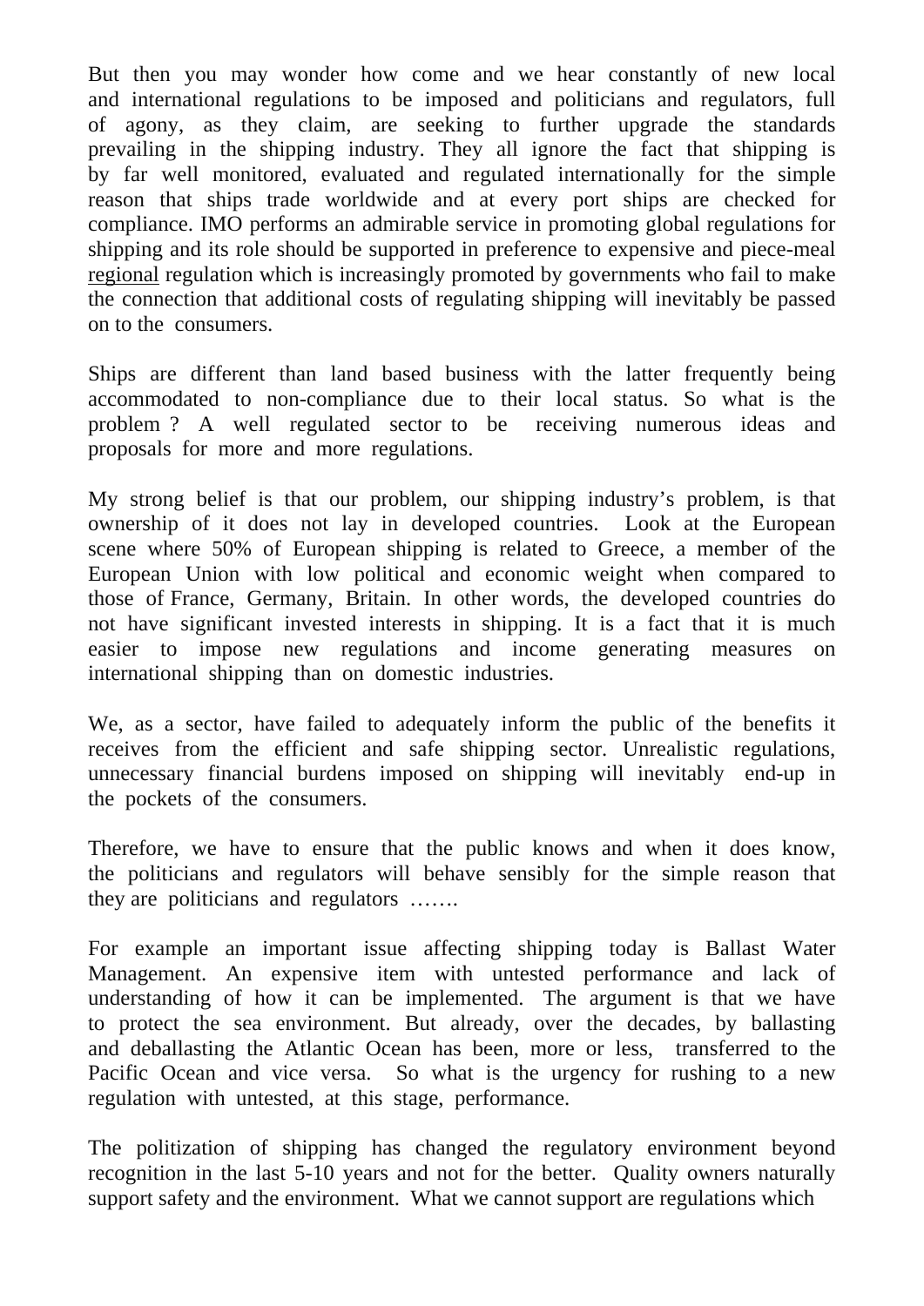But then you may wonder how come and we hear constantly of new local and international regulations to be imposed and politicians and regulators, full of agony, as they claim, are seeking to further upgrade the standards prevailing in the shipping industry. They all ignore the fact that shipping is by far well monitored, evaluated and regulated internationally for the simple reason that ships trade worldwide and at every port ships are checked for compliance. IMO performs an admirable service in promoting global regulations for shipping and its role should be supported in preference to expensive and piece-meal <u>regional</u> regulation which is increasingly promoted by governments who fail to make the connection that additional costs of regulating shipping will inevitably be passed on to the consumers.

Ships are different than land based business with the latter frequently being accommodated to non-compliance due to their local status. So what is the problem ? A well regulated sector to be receiving numerous ideas and proposals for more and more regulations.

My strong belief is that our problem, our shipping industry's problem, is that ownership of it does not lay in developed countries. Look at the European scene where 50% of European shipping is related to Greece, a member of the European Union with low political and economic weight when compared to those of France, Germany, Britain. In other words, the developed countries do not have significant invested interests in shipping. It is a fact that it is much easier to impose new regulations and income generating measures on international shipping than on domestic industries.

We, as a sector, have failed to adequately inform the public of the benefits it receives from the efficient and safe shipping sector. Unrealistic regulations, unnecessary financial burdens imposed on shipping will inevitably end-up in the pockets of the consumers.

Therefore, we have to ensure that the public knows and when it does know, the politicians and regulators will behave sensibly for the simple reason that they are politicians and regulators …….

For example an important issue affecting shipping today is Ballast Water Management. An expensive item with untested performance and lack of understanding of how it can be implemented. The argument is that we have to protect the sea environment. But already, over the decades, by ballasting and deballasting the Atlantic Ocean has been, more or less, transferred to the Pacific Ocean and vice versa. So what is the urgency for rushing to a new regulation with untested, at this stage, performance.

The politization of shipping has changed the regulatory environment beyond recognition in the last 5-10 years and not for the better. Quality owners naturally support safety and the environment. What we cannot support are regulations which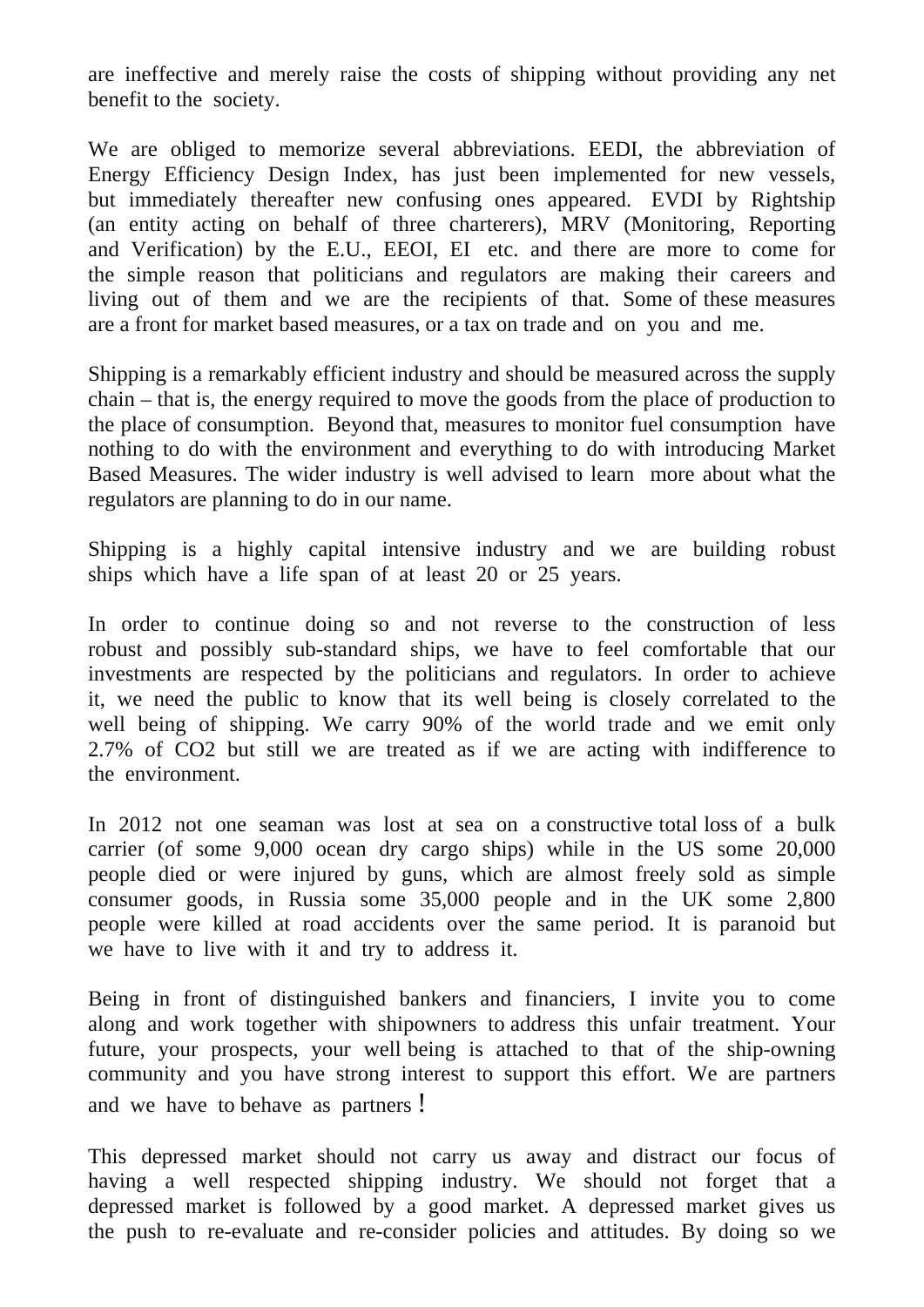are ineffective and merely raise the costs of shipping without providing any net benefit to the society.

We are obliged to memorize several abbreviations. EEDI, the abbreviation of Energy Efficiency Design Index, has just been implemented for new vessels, but immediately thereafter new confusing ones appeared. EVDI by Rightship (an entity acting on behalf of three charterers), MRV (Monitoring, Reporting and Verification) by the E.U., EEOI, EI etc. and there are more to come for the simple reason that politicians and regulators are making their careers and living out of them and we are the recipients of that. Some of these measures are a front for market based measures, or a tax on trade and on you and me.

Shipping is a remarkably efficient industry and should be measured across the supply chain – that is, the energy required to move the goods from the place of production to the place of consumption. Beyond that, measures to monitor fuel consumption have nothing to do with the environment and everything to do with introducing Market Based Measures. The wider industry is well advised to learn more about what the regulators are planning to do in our name.

Shipping is a highly capital intensive industry and we are building robust ships which have a life span of at least 20 or 25 years.

In order to continue doing so and not reverse to the construction of less robust and possibly sub-standard ships, we have to feel comfortable that our investments are respected by the politicians and regulators. In order to achieve it, we need the public to know that its well being is closely correlated to the well being of shipping. We carry 90% of the world trade and we emit only 2.7% of $CO_2$ but still we are treated as if we are acting with indifference to the environment.

In 2012 not one seaman was lost at sea on a constructive total loss of a bulk carrier (of some 9,000 ocean dry cargo ships) while in the US some 20,000 people died or were injured by guns, which are almost freely sold as simple consumer goods, in Russia some 35,000 people and in the UK some 2,800 people were killed at road accidents over the same period. It is paranoid but we have to live with it and try to address it.

Being in front of distinguished bankers and financiers, I invite you to come along and work together with shipowners to address this unfair treatment. Your future, your prospects, your well being is attached to that of the ship-owning community and you have strong interest to support this effort. We are partners and we have to behave as partners !

This depressed market should not carry us away and distract our focus of having a well respected shipping industry. We should not forget that a depressed market is followed by a good market. A depressed market gives us the push to re-evaluate and re-consider policies and attitudes. By doing so we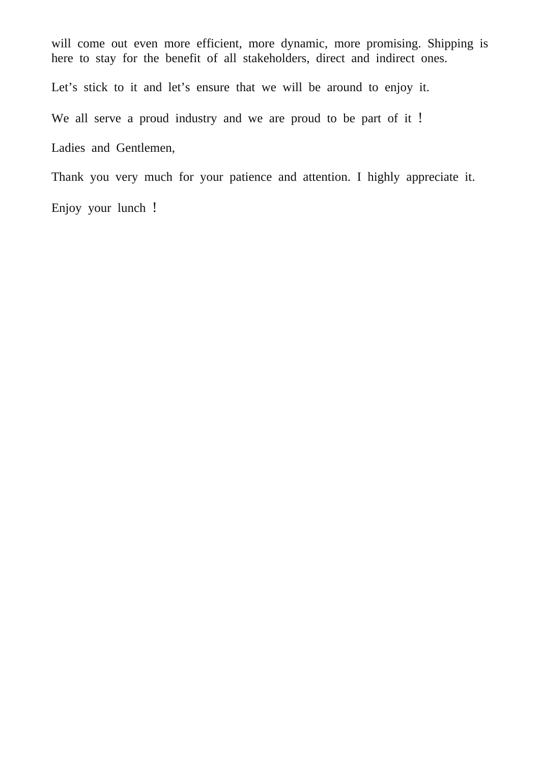will come out even more efficient, more dynamic, more promising. Shipping is here to stay for the benefit of all stakeholders, direct and indirect ones.

Let’s stick to it and let’s ensure that we will be around to enjoy it.

We all serve a proud industry and we are proud to be part of it !

Ladies and Gentlemen,

Thank you very much for your patience and attention. I highly appreciate it.

Enjoy your lunch !